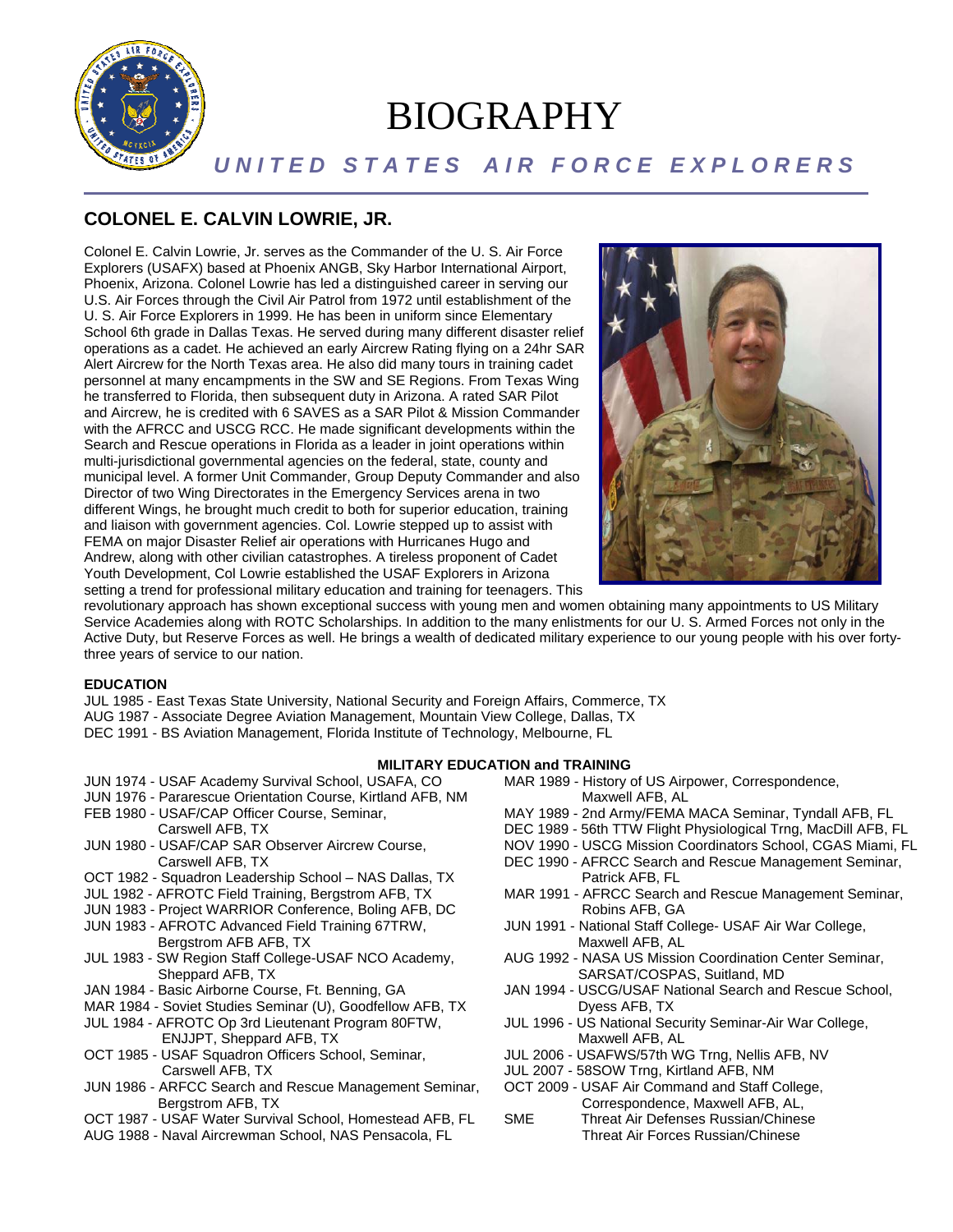# BIOGRAPHY

***UNITED STATES AIR FORCE EXPLORERS***

## COLONEL E. CALVIN LOWRIE, JR.

Colonel E. Calvin Lowrie, Jr. serves as the Commander of the U. S. Air Force Explorers (USAFX) based at Phoenix ANGB, Sky Harbor International Airport, Phoenix, Arizona. Colonel Lowrie has led a distinguished career in serving our U.S. Air Forces through the Civil Air Patrol from 1972 until establishment of the U. S. Air Force Explorers in 1999. He has been in uniform since Elementary School 6th grade in Dallas Texas. He served during many different disaster relief operations as a cadet. He achieved an early Aircrew Rating flying on a 24hr SAR Alert Aircrew for the North Texas area. He also did many tours in training cadet personnel at many encampments in the SW and SE Regions. From Texas Wing he transferred to Florida, then subsequent duty in Arizona. A rated SAR Pilot and Aircrew, he is credited with 6 SAVES as a SAR Pilot & Mission Commander with the AFRCC and USCG RCC. He made significant developments within the Search and Rescue operations in Florida as a leader in joint operations within multi-jurisdictional governmental agencies on the federal, state, county and municipal level. A former Unit Commander, Group Deputy Commander and also Director of two Wing Directorates in the Emergency Services arena in two different Wings, he brought much credit to both for superior education, training and liaison with government agencies. Col. Lowrie stepped up to assist with FEMA on major Disaster Relief air operations with Hurricanes Hugo and Andrew, along with other civilian catastrophes. A tireless proponent of Cadet Youth Development, Col Lowrie established the USAF Explorers in Arizona setting a trend for professional military education and training for teenagers. This revolutionary approach has shown exceptional success with young men and women obtaining many appointments to US Military Service Academies along with ROTC Scholarships. In addition to the many enlistments for our U. S. Armed Forces not only in the Active Duty, but Reserve Forces as well. He brings a wealth of dedicated military experience to our young people with his over forty-three years of service to our nation.

**EDUCATION**

JUL 1985 - East Texas State University, National Security and Foreign Affairs, Commerce, TX
AUG 1987 - Associate Degree Aviation Management, Mountain View College, Dallas, TX
DEC 1991 - BS Aviation Management, Florida Institute of Technology, Melbourne, FL

**MILITARY EDUCATION and TRAINING**

JUN 1974 - USAF Academy Survival School, USAFA, CO
JUN 1976 - Pararescue Orientation Course, Kirtland AFB, NM
FEB 1980 - USAF/CAP Officer Course, Seminar, Carswell AFB, TX
JUN 1980 - USAF/CAP SAR Observer Aircrew Course, Carswell AFB, TX
OCT 1982 - Squadron Leadership School – NAS Dallas, TX
JUL 1982 - AFROTC Field Training, Bergstrom AFB, TX
JUN 1983 - Project WARRIOR Conference, Boling AFB, DC
JUN 1983 - AFROTC Advanced Field Training 67TRW, Bergstrom AFB TX
JUL 1983 - SW Region Staff College-USAF NCO Academy, Sheppard AFB, TX
JAN 1984 - Basic Airborne Course, Ft. Benning, GA
MAR 1984 - Soviet Studies Seminar (U), Goodfellow AFB, TX
JUL 1984 - AFROTC Op 3rd Lieutenant Program 80FTW, ENJJPT, Sheppard AFB, TX
OCT 1985 - USAF Squadron Officers School, Seminar, Carswell AFB, TX
JUN 1986 - ARFCC Search and Rescue Management Seminar, Bergstrom AFB, TX
OCT 1987 - USAF Water Survival School, Homestead AFB, FL
AUG 1988 - Naval Aircrewman School, NAS Pensacola, FL
MAR 1989 - History of US Airpower, Correspondence, Maxwell AFB, AL
MAY 1989 - 2nd Army/FEMA MACA Seminar, Tyndall AFB, FL
DEC 1989 - 56th TTW Flight Physiological Trng, MacDill AFB, FL
NOV 1990 - USCG Mission Coordinators School, CGAS Miami, FL
DEC 1990 - AFRCC Search and Rescue Management Seminar, Patrick AFB, FL
MAR 1991 - AFRCC Search and Rescue Management Seminar, Robins AFB, GA
JUN 1991 - National Staff College- USAF Air War College, Maxwell AFB, AL
AUG 1992 - NASA US Mission Coordination Center Seminar, SARSAT/COSPAS, Suitland, MD
JAN 1994 - USCG/USAF National Search and Rescue School, Dyess AFB, TX
JUL 1996 - US National Security Seminar-Air War College, Maxwell AFB, AL
JUL 2006 - USAFWS/57th WG Trng, Nellis AFB, NV
JUL 2007 - 58SOW Trng, Kirtland AFB, NM
OCT 2009 - USAF Air Command and Staff College, Correspondence, Maxwell AFB, AL,
SME Threat Air Defenses Russian/Chinese
Threat Air Forces Russian/Chinese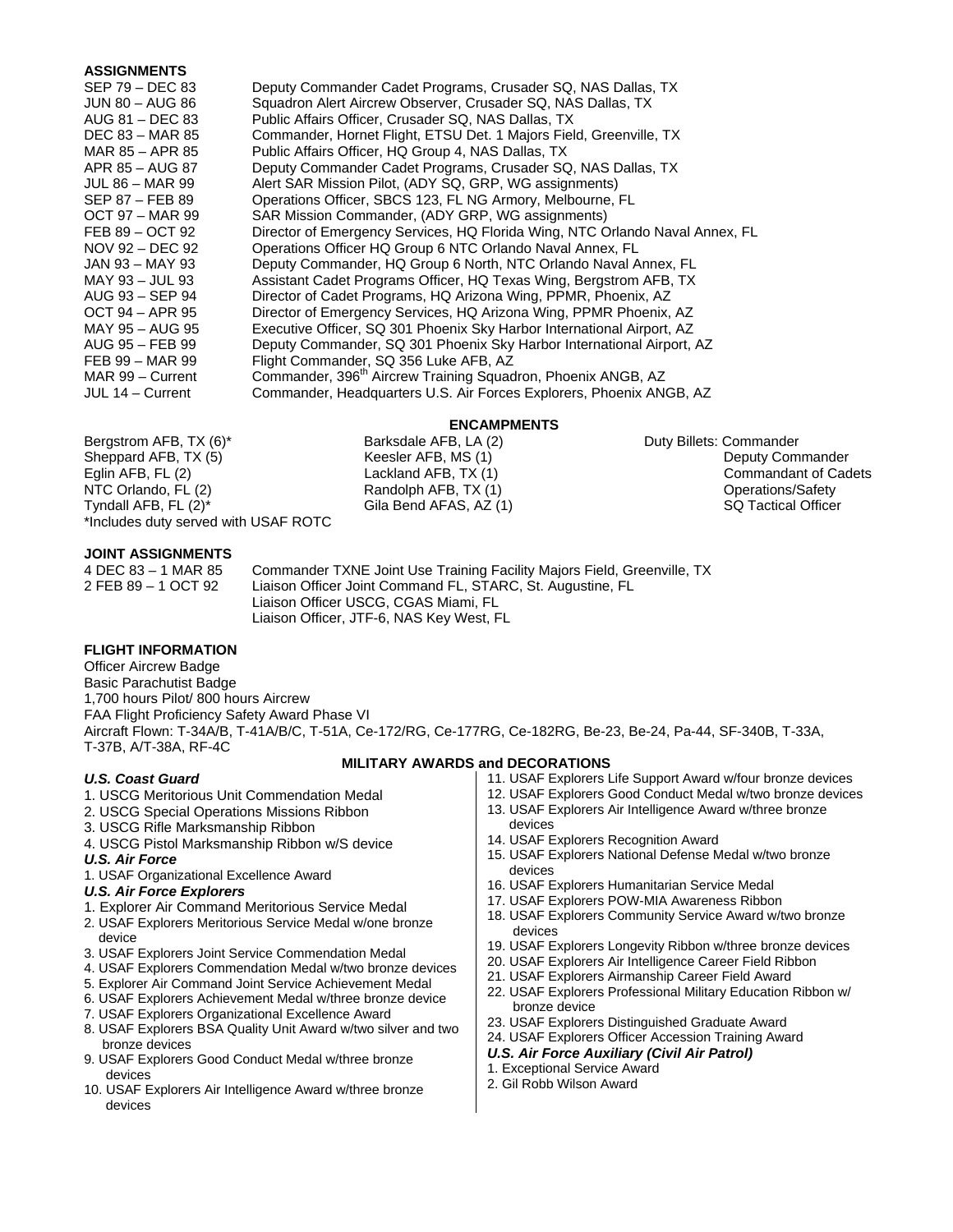## ASSIGNMENTS

| | |
|---|---|
| SEP 79 – DEC 83 | Deputy Commander Cadet Programs, Crusader SQ, NAS Dallas, TX |
| JUN 80 – AUG 86 | Squadron Alert Aircrew Observer, Crusader SQ, NAS Dallas, TX |
| AUG 81 – DEC 83 | Public Affairs Officer, Crusader SQ, NAS Dallas, TX |
| DEC 83 – MAR 85 | Commander, Hornet Flight, ETSU Det. 1 Majors Field, Greenville, TX |
| MAR 85 – APR 85 | Public Affairs Officer, HQ Group 4, NAS Dallas, TX |
| APR 85 – AUG 87 | Deputy Commander Cadet Programs, Crusader SQ, NAS Dallas, TX |
| JUL 86 – MAR 99 | Alert SAR Mission Pilot, (ADY SQ, GRP, WG assignments) |
| SEP 87 – FEB 89 | Operations Officer, SBCS 123, FL NG Armory, Melbourne, FL |
| OCT 97 – MAR 99 | SAR Mission Commander, (ADY GRP, WG assignments) |
| FEB 89 – OCT 92 | Director of Emergency Services, HQ Florida Wing, NTC Orlando Naval Annex, FL |
| NOV 92 – DEC 92 | Operations Officer HQ Group 6 NTC Orlando Naval Annex, FL |
| JAN 93 – MAY 93 | Deputy Commander, HQ Group 6 North, NTC Orlando Naval Annex, FL |
| MAY 93 – JUL 93 | Assistant Cadet Programs Officer, HQ Texas Wing, Bergstrom AFB, TX |
| AUG 93 – SEP 94 | Director of Cadet Programs, HQ Arizona Wing, PPMR, Phoenix, AZ |
| OCT 94 – APR 95 | Director of Emergency Services, HQ Arizona Wing, PPMR Phoenix, AZ |
| MAY 95 – AUG 95 | Executive Officer, SQ 301 Phoenix Sky Harbor International Airport, AZ |
| AUG 95 – FEB 99 | Deputy Commander, SQ 301 Phoenix Sky Harbor International Airport, AZ |
| FEB 99 – MAR 99 | Flight Commander, SQ 356 Luke AFB, AZ |
| MAR 99 – Current | Commander, 396th Aircrew Training Squadron, Phoenix ANGB, AZ |
| JUL 14 – Current | Commander, Headquarters U.S. Air Forces Explorers, Phoenix ANGB, AZ |

## ENCAMPMENTS

| | | |
|---|---|---|
| Bergstrom AFB, TX (6)* | Barksdale AFB, LA (2) | Duty Billets: Commander |
| Sheppard AFB, TX (5) | Keesler AFB, MS (1) | Deputy Commander |
| Eglin AFB, FL (2) | Lackland AFB, TX (1) | Commandant of Cadets |
| NTC Orlando, FL (2) | Randolph AFB, TX (1) | Operations/Safety |
| Tyndall AFB, FL (2)* | Gila Bend AFAS, AZ (1) | SQ Tactical Officer |

*Includes duty served with USAF ROTC

## JOINT ASSIGNMENTS

| | |
|---|---|
| 4 DEC 83 – 1 MAR 85 | Commander TXNE Joint Use Training Facility Majors Field, Greenville, TX |
| 2 FEB 89 – 1 OCT 92 | Liaison Officer Joint Command FL, STARC, St. Augustine, FL |
| | Liaison Officer USCG, CGAS Miami, FL |
| | Liaison Officer, JTF-6, NAS Key West, FL |

## FLIGHT INFORMATION

Officer Aircrew Badge
Basic Parachutist Badge
1,700 hours Pilot/ 800 hours Aircrew
FAA Flight Proficiency Safety Award Phase VI
Aircraft Flown: T-34A/B, T-41A/B/C, T-51A, Ce-172/RG, Ce-177RG, Ce-182RG, Be-23, Be-24, Pa-44, SF-340B, T-33A, T-37B, A/T-38A, RF-4C

## MILITARY AWARDS and DECORATIONS

***U.S. Coast Guard***

1. USCG Meritorious Unit Commendation Medal
2. USCG Special Operations Missions Ribbon
3. USCG Rifle Marksmanship Ribbon
4. USCG Pistol Marksmanship Ribbon w/S device

***U.S. Air Force***

1. USAF Organizational Excellence Award

***U.S. Air Force Explorers***

1. Explorer Air Command Meritorious Service Medal
2. USAF Explorers Meritorious Service Medal w/one bronze device
3. USAF Explorers Joint Service Commendation Medal
4. USAF Explorers Commendation Medal w/two bronze devices
5. Explorer Air Command Joint Service Achievement Medal
6. USAF Explorers Achievement Medal w/three bronze device
7. USAF Explorers Organizational Excellence Award
8. USAF Explorers BSA Quality Unit Award w/two silver and two bronze devices
9. USAF Explorers Good Conduct Medal w/three bronze devices
10. USAF Explorers Air Intelligence Award w/three bronze devices
11. USAF Explorers Life Support Award w/four bronze devices
12. USAF Explorers Good Conduct Medal w/two bronze devices
13. USAF Explorers Air Intelligence Award w/three bronze devices
14. USAF Explorers Recognition Award
15. USAF Explorers National Defense Medal w/two bronze devices
16. USAF Explorers Humanitarian Service Medal
17. USAF Explorers POW-MIA Awareness Ribbon
18. USAF Explorers Community Service Award w/two bronze devices
19. USAF Explorers Longevity Ribbon w/three bronze devices
20. USAF Explorers Air Intelligence Career Field Ribbon
21. USAF Explorers Airmanship Career Field Award
22. USAF Explorers Professional Military Education Ribbon w/ bronze device
23. USAF Explorers Distinguished Graduate Award
24. USAF Explorers Officer Accession Training Award

***U.S. Air Force Auxiliary (Civil Air Patrol)***

1. Exceptional Service Award
2. Gil Robb Wilson Award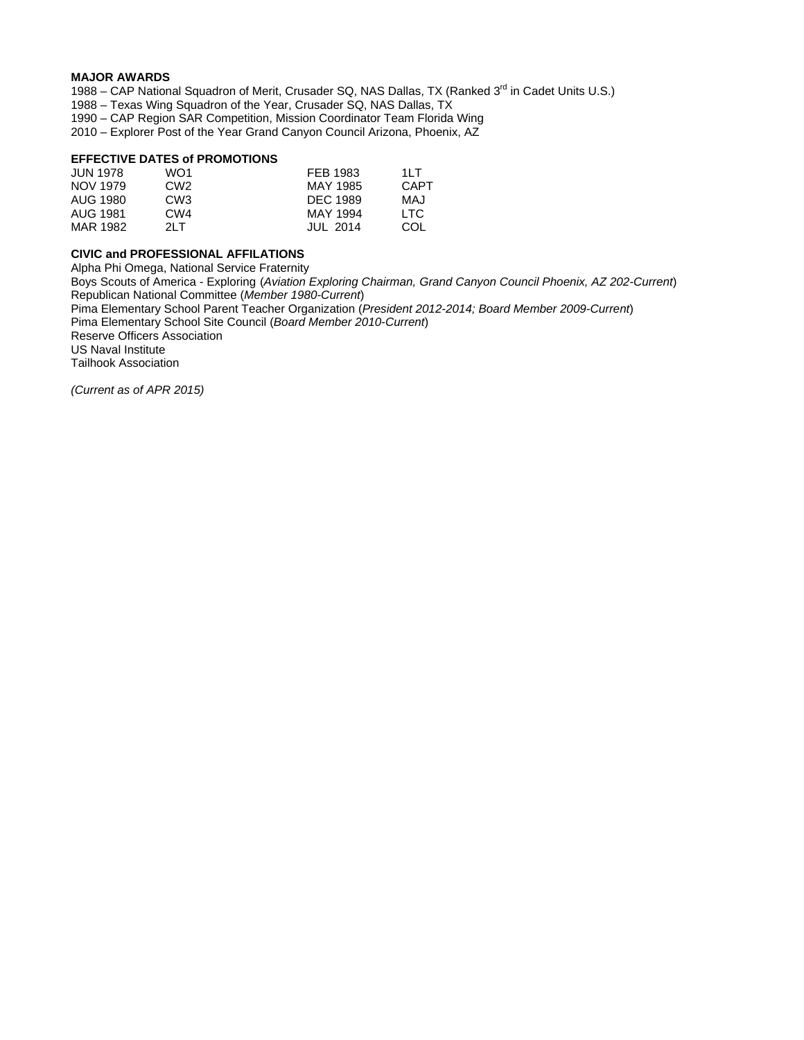**MAJOR AWARDS**

1988 – CAP National Squadron of Merit, Crusader SQ, NAS Dallas, TX (Ranked 3rd in Cadet Units U.S.)
1988 – Texas Wing Squadron of the Year, Crusader SQ, NAS Dallas, TX
1990 – CAP Region SAR Competition, Mission Coordinator Team Florida Wing
2010 – Explorer Post of the Year Grand Canyon Council Arizona, Phoenix, AZ

**EFFECTIVE DATES of PROMOTIONS**

| | | | |
|---|---|---|---|
| JUN 1978 | WO1 | FEB 1983 | 1LT |
| NOV 1979 | CW2 | MAY 1985 | CAPT |
| AUG 1980 | CW3 | DEC 1989 | MAJ |
| AUG 1981 | CW4 | MAY 1994 | LTC |
| MAR 1982 | 2LT | JUL 2014 | COL |

**CIVIC and PROFESSIONAL AFFILATIONS**

Alpha Phi Omega, National Service Fraternity
Boys Scouts of America - Exploring (*Aviation Exploring Chairman, Grand Canyon Council Phoenix, AZ 202-Current*)
Republican National Committee (*Member 1980-Current*)
Pima Elementary School Parent Teacher Organization (*President 2012-2014; Board Member 2009-Current*)
Pima Elementary School Site Council (*Board Member 2010-Current*)
Reserve Officers Association
US Naval Institute
Tailhook Association

*(Current as of APR 2015)*